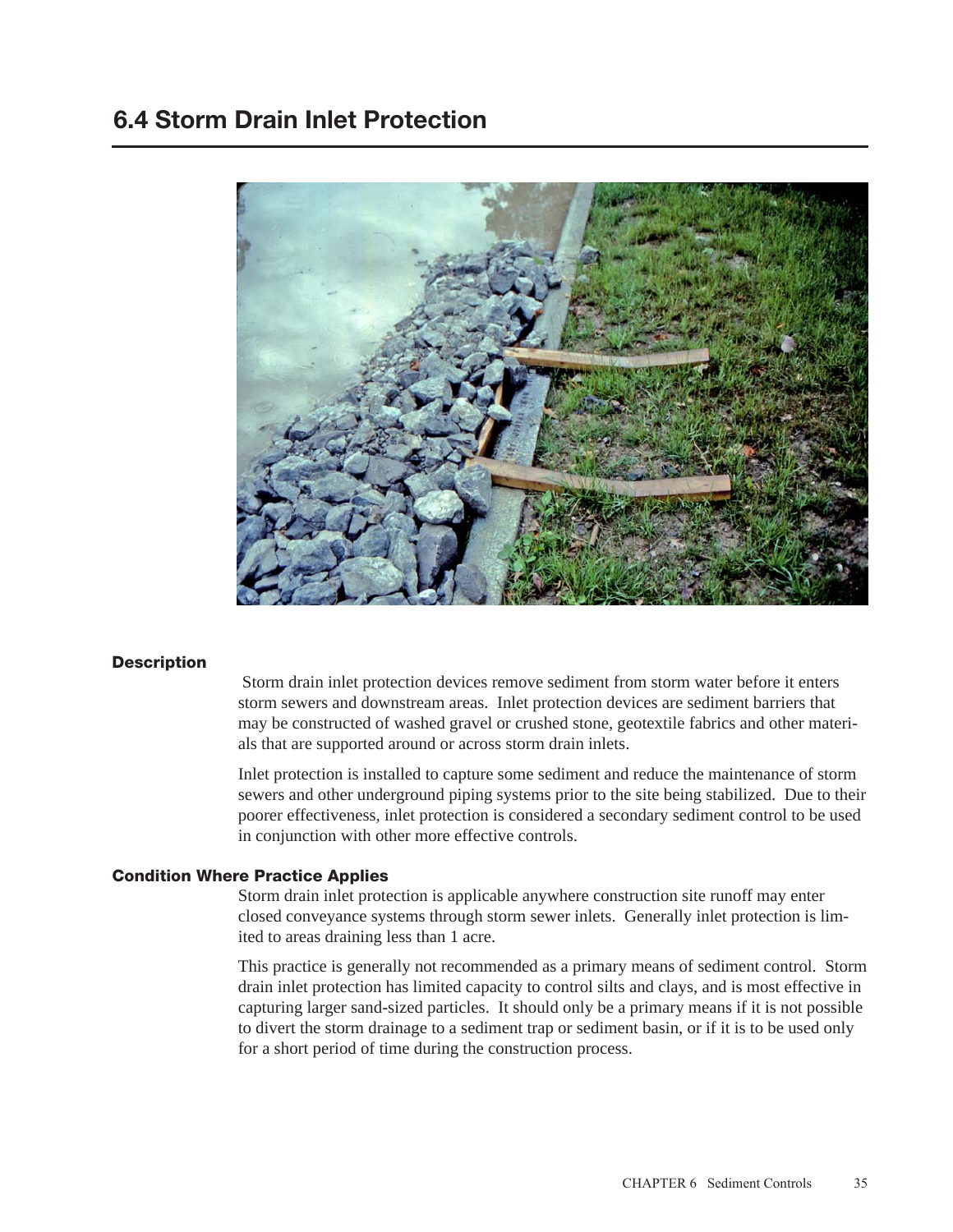## 6.4 Storm Drain Inlet Protection

#### Description

Storm drain inlet protection devices remove sediment from storm water before it enters storm sewers and downstream areas. Inlet protection devices are sediment barriers that may be constructed of washed gravel or crushed stone, geotextile fabrics and other materials that are supported around or across storm drain inlets.

Inlet protection is installed to capture some sediment and reduce the maintenance of storm sewers and other underground piping systems prior to the site being stabilized. Due to their poorer effectiveness, inlet protection is considered a secondary sediment control to be used in conjunction with other more effective controls.

#### Condition Where Practice Applies

Storm drain inlet protection is applicable anywhere construction site runoff may enter closed conveyance systems through storm sewer inlets. Generally inlet protection is limited to areas draining less than 1 acre.

This practice is generally not recommended as a primary means of sediment control. Storm drain inlet protection has limited capacity to control silts and clays, and is most effective in capturing larger sand-sized particles. It should only be a primary means if it is not possible to divert the storm drainage to a sediment trap or sediment basin, or if it is to be used only for a short period of time during the construction process.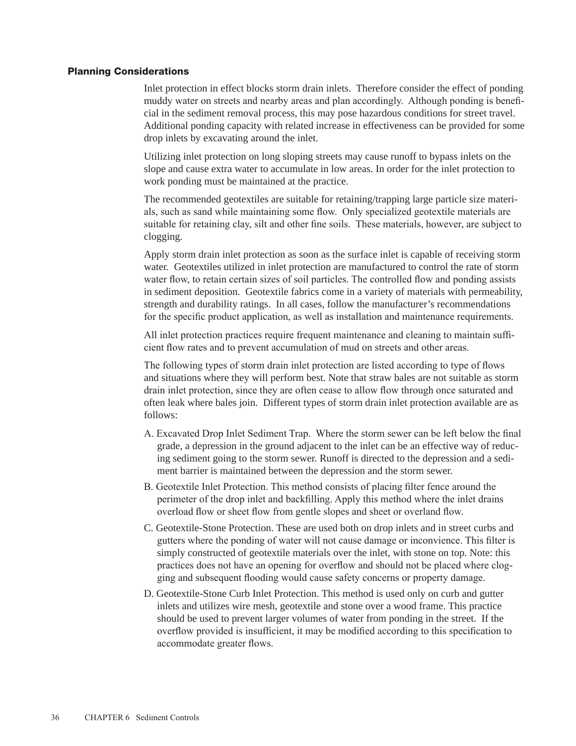### Planning Considerations

Inlet protection in effect blocks storm drain inlets. Therefore consider the effect of ponding muddy water on streets and nearby areas and plan accordingly. Although ponding is beneficial in the sediment removal process, this may pose hazardous conditions for street travel. Additional ponding capacity with related increase in effectiveness can be provided for some drop inlets by excavating around the inlet.

Utilizing inlet protection on long sloping streets may cause runoff to bypass inlets on the slope and cause extra water to accumulate in low areas. In order for the inlet protection to work ponding must be maintained at the practice.

The recommended geotextiles are suitable for retaining/trapping large particle size materials, such as sand while maintaining some flow. Only specialized geotextile materials are suitable for retaining clay, silt and other fine soils. These materials, however, are subject to clogging.

Apply storm drain inlet protection as soon as the surface inlet is capable of receiving storm water. Geotextiles utilized in inlet protection are manufactured to control the rate of storm water flow, to retain certain sizes of soil particles. The controlled flow and ponding assists in sediment deposition. Geotextile fabrics come in a variety of materials with permeability, strength and durability ratings. In all cases, follow the manufacturer's recommendations for the specific product application, as well as installation and maintenance requirements.

All inlet protection practices require frequent maintenance and cleaning to maintain sufficient flow rates and to prevent accumulation of mud on streets and other areas.

The following types of storm drain inlet protection are listed according to type of flows and situations where they will perform best. Note that straw bales are not suitable as storm drain inlet protection, since they are often cease to allow flow through once saturated and often leak where bales join. Different types of storm drain inlet protection available are as follows:

A. Excavated Drop Inlet Sediment Trap. Where the storm sewer can be left below the final grade, a depression in the ground adjacent to the inlet can be an effective way of reducing sediment going to the storm sewer. Runoff is directed to the depression and a sediment barrier is maintained between the depression and the storm sewer.

B. Geotextile Inlet Protection. This method consists of placing filter fence around the perimeter of the drop inlet and backfilling. Apply this method where the inlet drains overload flow or sheet flow from gentle slopes and sheet or overland flow.

C. Geotextile-Stone Protection. These are used both on drop inlets and in street curbs and gutters where the ponding of water will not cause damage or inconvience. This filter is simply constructed of geotextile materials over the inlet, with stone on top. Note: this practices does not have an opening for overflow and should not be placed where clogging and subsequent flooding would cause safety concerns or property damage.

D. Geotextile-Stone Curb Inlet Protection. This method is used only on curb and gutter inlets and utilizes wire mesh, geotextile and stone over a wood frame. This practice should be used to prevent larger volumes of water from ponding in the street. If the overflow provided is insufficient, it may be modified according to this specification to accommodate greater flows.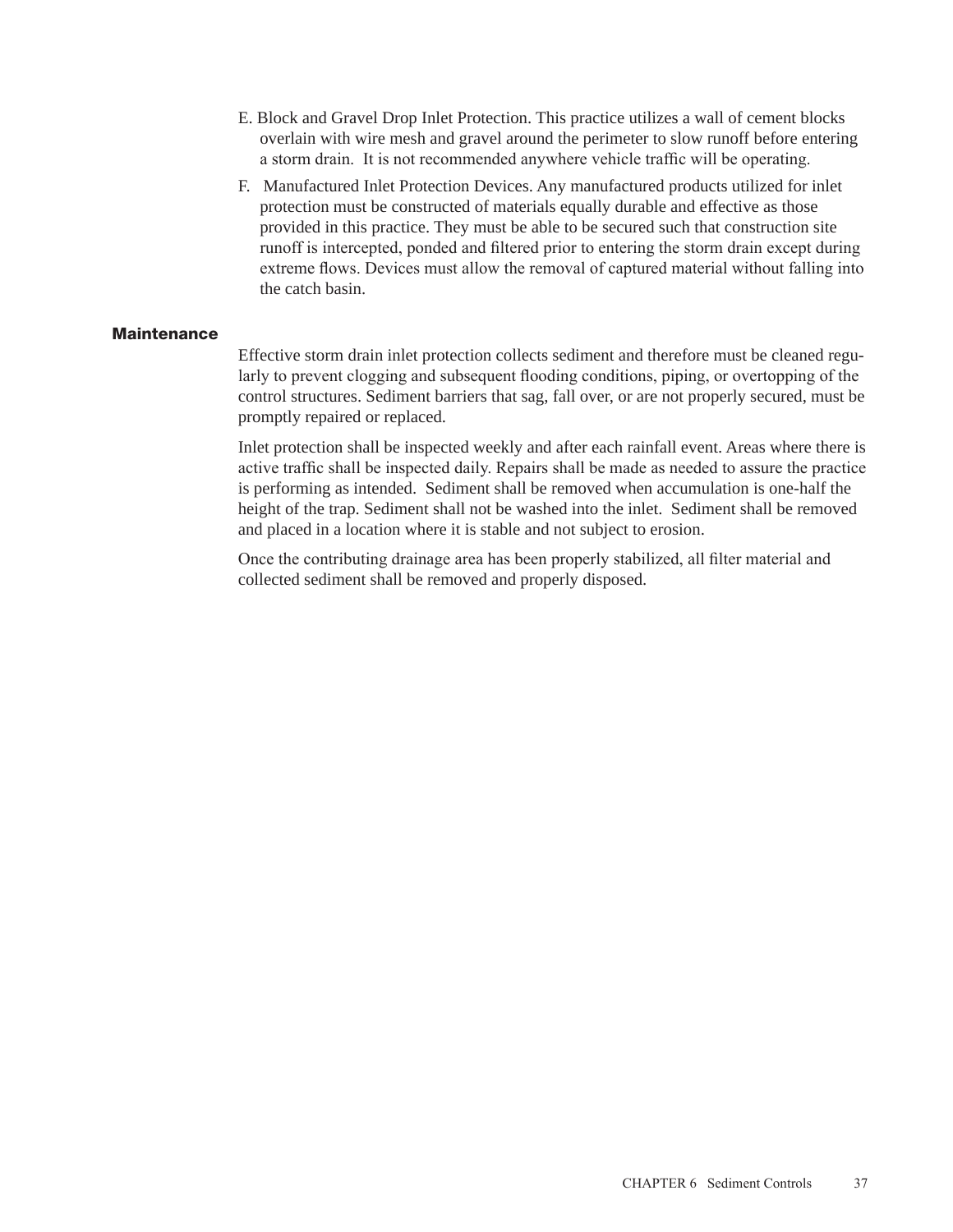E. Block and Gravel Drop Inlet Protection. This practice utilizes a wall of cement blocks overlain with wire mesh and gravel around the perimeter to slow runoff before entering a storm drain. It is not recommended anywhere vehicle traffic will be operating.

F. Manufactured Inlet Protection Devices. Any manufactured products utilized for inlet protection must be constructed of materials equally durable and effective as those provided in this practice. They must be able to be secured such that construction site runoff is intercepted, ponded and filtered prior to entering the storm drain except during extreme flows. Devices must allow the removal of captured material without falling into the catch basin.

## Maintenance

Effective storm drain inlet protection collects sediment and therefore must be cleaned regularly to prevent clogging and subsequent flooding conditions, piping, or overtopping of the control structures. Sediment barriers that sag, fall over, or are not properly secured, must be promptly repaired or replaced.

Inlet protection shall be inspected weekly and after each rainfall event. Areas where there is active traffic shall be inspected daily. Repairs shall be made as needed to assure the practice is performing as intended. Sediment shall be removed when accumulation is one-half the height of the trap. Sediment shall not be washed into the inlet. Sediment shall be removed and placed in a location where it is stable and not subject to erosion.

Once the contributing drainage area has been properly stabilized, all filter material and collected sediment shall be removed and properly disposed.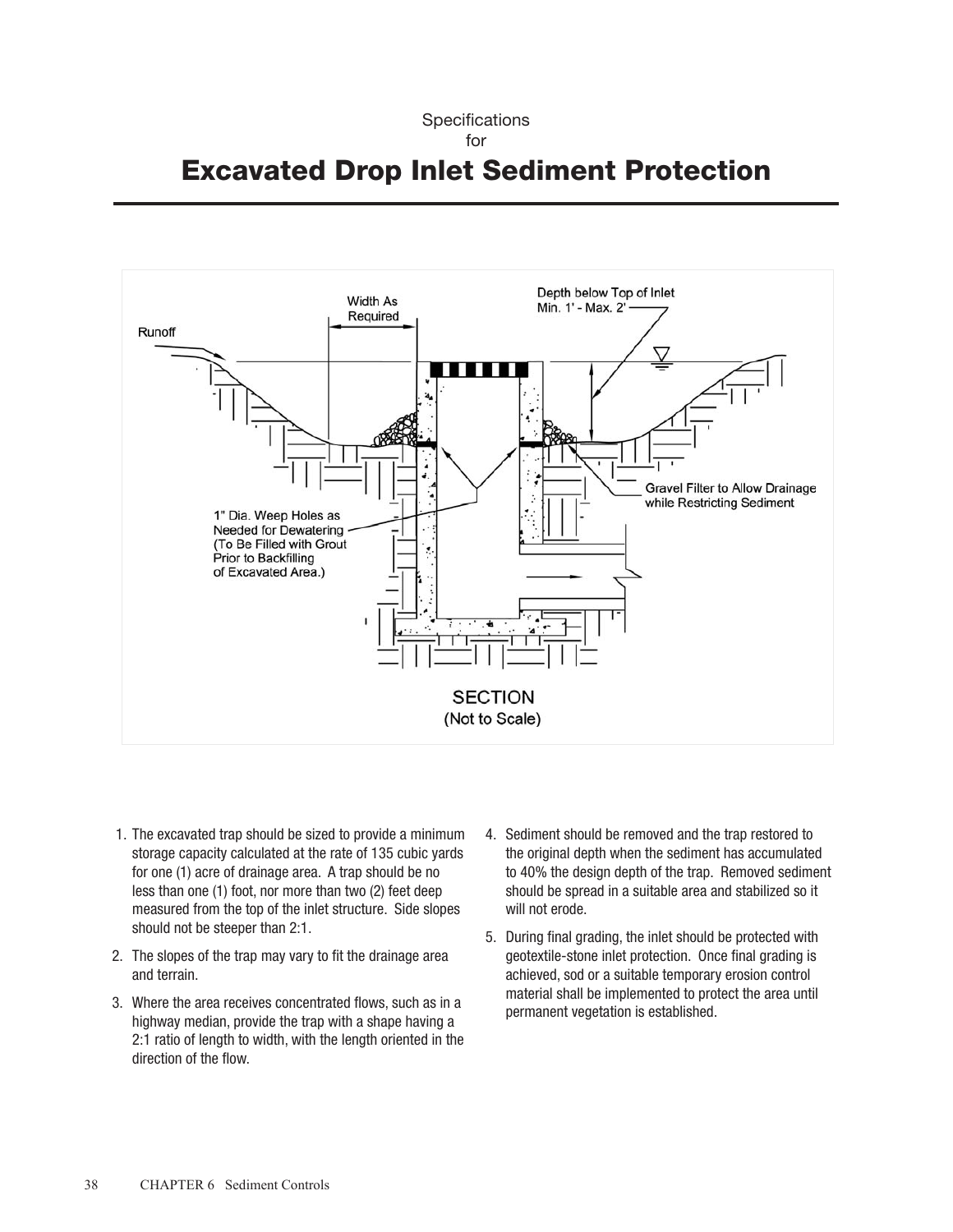Specifications
for

# Excavated Drop Inlet Sediment Protection

Width As Required

Depth below Top of Inlet Min. 1' - Max. 2'

Runoff

Gravel Filter to Allow Drainage while Restricting Sediment

1" Dia. Weep Holes as Needed for Dewatering (To Be Filled with Grout Prior to Backfilling of Excavated Area.)

SECTION
(Not to Scale)

1. The excavated trap should be sized to provide a minimum storage capacity calculated at the rate of 135 cubic yards for one (1) acre of drainage area. A trap should be no less than one (1) foot, nor more than two (2) feet deep measured from the top of the inlet structure. Side slopes should not be steeper than 2:1.
2. The slopes of the trap may vary to fit the drainage area and terrain.
3. Where the area receives concentrated flows, such as in a highway median, provide the trap with a shape having a 2:1 ratio of length to width, with the length oriented in the direction of the flow.
4. Sediment should be removed and the trap restored to the original depth when the sediment has accumulated to 40% the design depth of the trap. Removed sediment should be spread in a suitable area and stabilized so it will not erode.
5. During final grading, the inlet should be protected with geotextile-stone inlet protection. Once final grading is achieved, sod or a suitable temporary erosion control material shall be implemented to protect the area until permanent vegetation is established.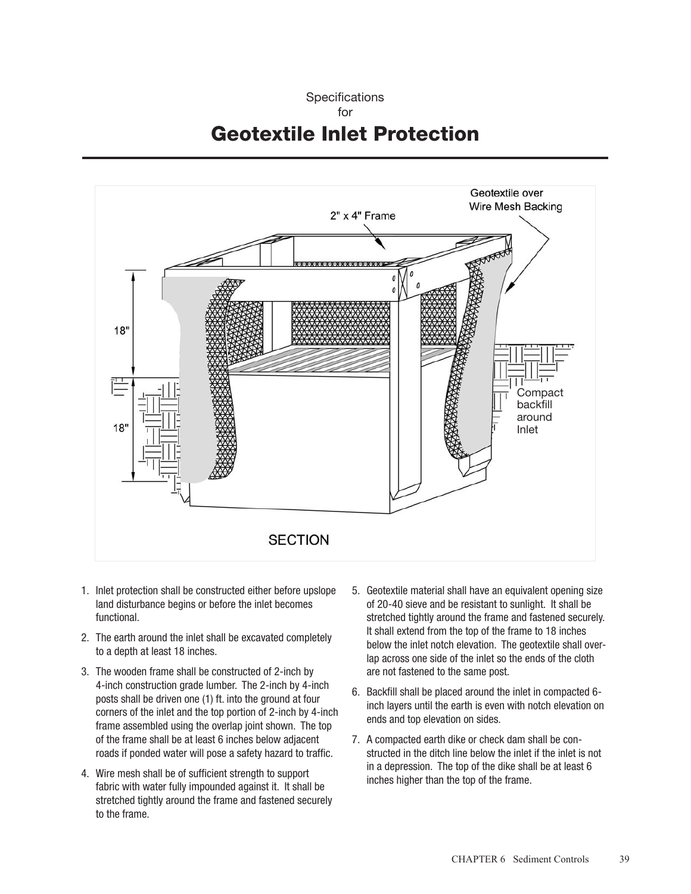Specifications
for

# Geotextile Inlet Protection

1. Inlet protection shall be constructed either before upslope land disturbance begins or before the inlet becomes functional.
2. The earth around the inlet shall be excavated completely to a depth at least 18 inches.
3. The wooden frame shall be constructed of 2-inch by 4-inch construction grade lumber. The 2-inch by 4-inch posts shall be driven one (1) ft. into the ground at four corners of the inlet and the top portion of 2-inch by 4-inch frame assembled using the overlap joint shown. The top of the frame shall be at least 6 inches below adjacent roads if ponded water will pose a safety hazard to traffic.
4. Wire mesh shall be of sufficient strength to support fabric with water fully impounded against it. It shall be stretched tightly around the frame and fastened securely to the frame.
5. Geotextile material shall have an equivalent opening size of 20-40 sieve and be resistant to sunlight. It shall be stretched tightly around the frame and fastened securely. It shall extend from the top of the frame to 18 inches below the inlet notch elevation. The geotextile shall overlap across one side of the inlet so the ends of the cloth are not fastened to the same post.
6. Backfill shall be placed around the inlet in compacted 6-inch layers until the earth is even with notch elevation on ends and top elevation on sides.
7. A compacted earth dike or check dam shall be constructed in the ditch line below the inlet if the inlet is not in a depression. The top of the dike shall be at least 6 inches higher than the top of the frame.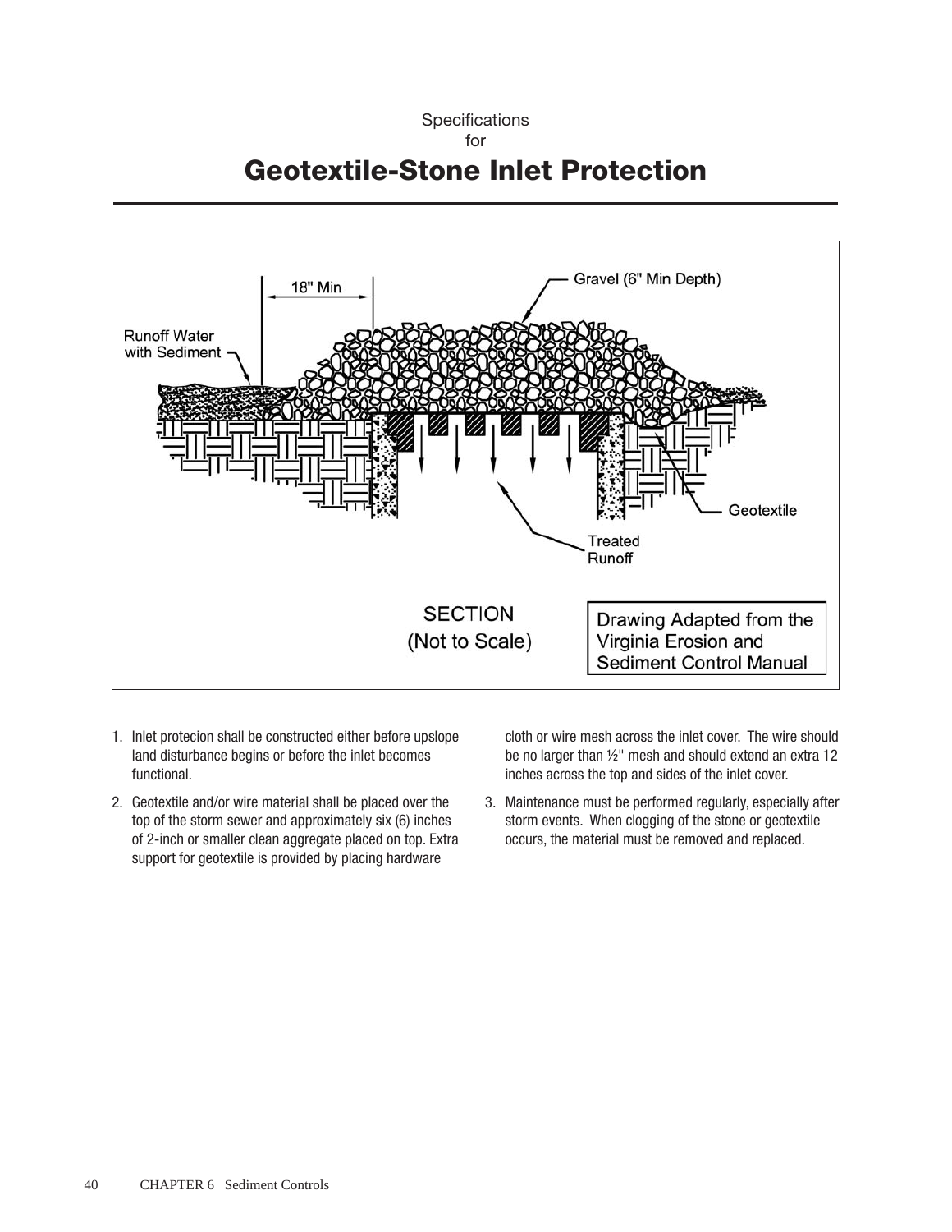Specifications

for

# Geotextile-Stone Inlet Protection

18" Min

Gravel (6" Min Depth)

Runoff Water with Sediment

Geotextile

Treated Runoff

SECTION (Not to Scale)

Drawing Adapted from the Virginia Erosion and Sediment Control Manual

1. Inlet protecion shall be constructed either before upslope land disturbance begins or before the inlet becomes functional.
2. Geotextile and/or wire material shall be placed over the top of the storm sewer and approximately six (6) inches of 2-inch or smaller clean aggregate placed on top. Extra support for geotextile is provided by placing hardware cloth or wire mesh across the inlet cover. The wire should be no larger than ½" mesh and should extend an extra 12 inches across the top and sides of the inlet cover.
3. Maintenance must be performed regularly, especially after storm events. When clogging of the stone or geotextile occurs, the material must be removed and replaced.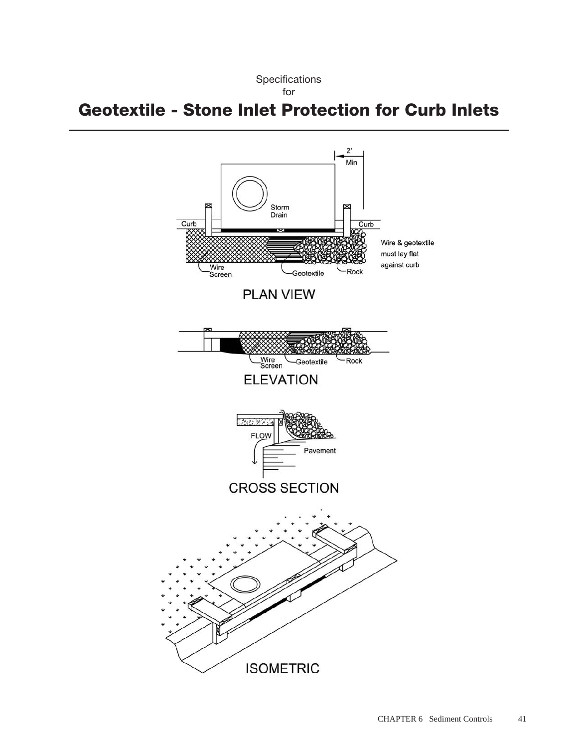Specifications
for

# Geotextile - Stone Inlet Protection for Curb Inlets

2' Min

Storm Drain

Curb

Curb

Wire & geotextile must lay flat against curb

Wire Screen

Geotextile

Rock

PLAN VIEW

Wire Screen

Geotextile

Rock

ELEVATION

FLOW

Pavement

CROSS SECTION

ISOMETRIC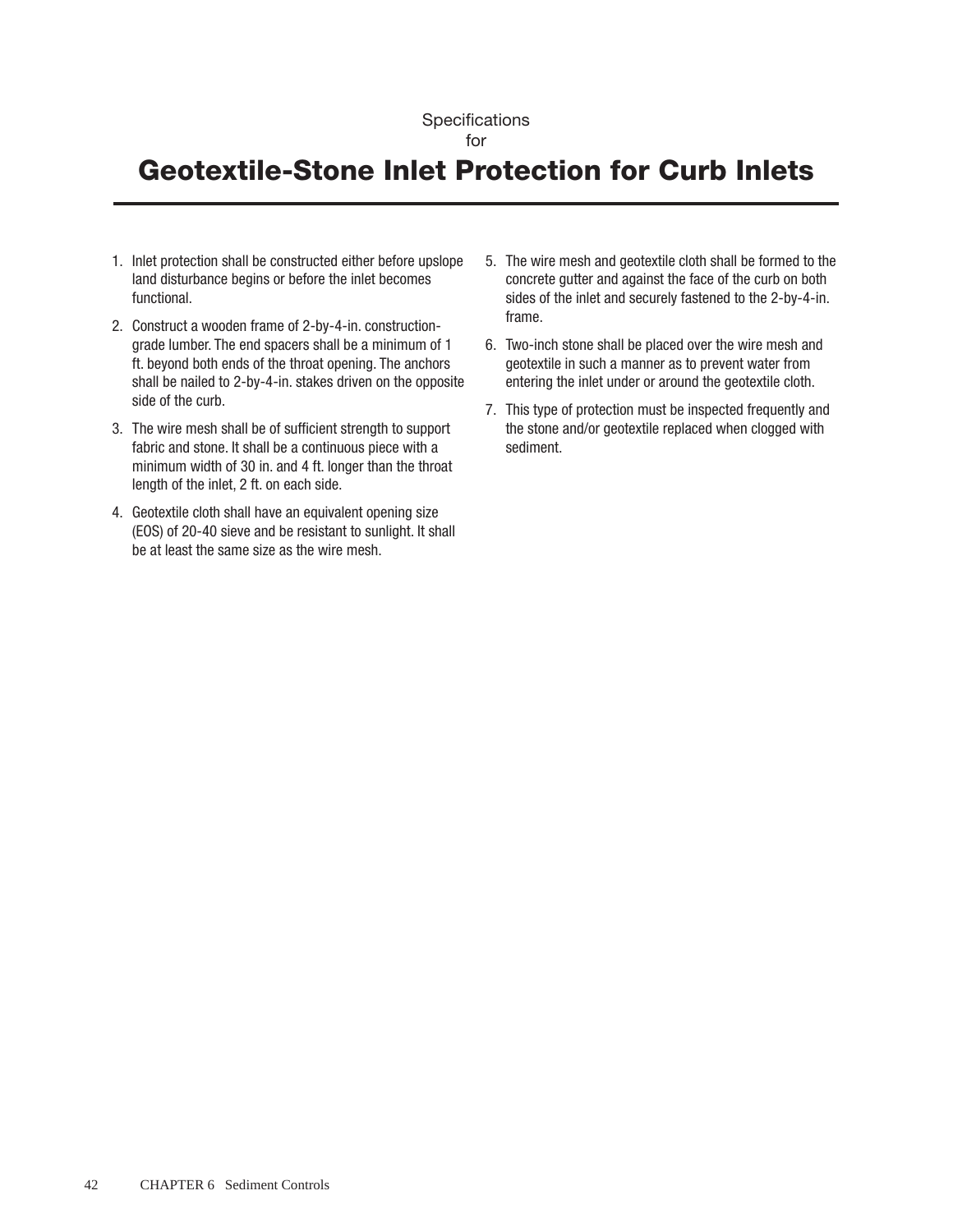Specifications
for

# Geotextile-Stone Inlet Protection for Curb Inlets

1. Inlet protection shall be constructed either before upslope land disturbance begins or before the inlet becomes functional.
2. Construct a wooden frame of 2-by-4-in. construction-grade lumber. The end spacers shall be a minimum of 1 ft. beyond both ends of the throat opening. The anchors shall be nailed to 2-by-4-in. stakes driven on the opposite side of the curb.
3. The wire mesh shall be of sufficient strength to support fabric and stone. It shall be a continuous piece with a minimum width of 30 in. and 4 ft. longer than the throat length of the inlet, 2 ft. on each side.
4. Geotextile cloth shall have an equivalent opening size (EOS) of 20-40 sieve and be resistant to sunlight. It shall be at least the same size as the wire mesh.
5. The wire mesh and geotextile cloth shall be formed to the concrete gutter and against the face of the curb on both sides of the inlet and securely fastened to the 2-by-4-in. frame.
6. Two-inch stone shall be placed over the wire mesh and geotextile in such a manner as to prevent water from entering the inlet under or around the geotextile cloth.
7. This type of protection must be inspected frequently and the stone and/or geotextile replaced when clogged with sediment.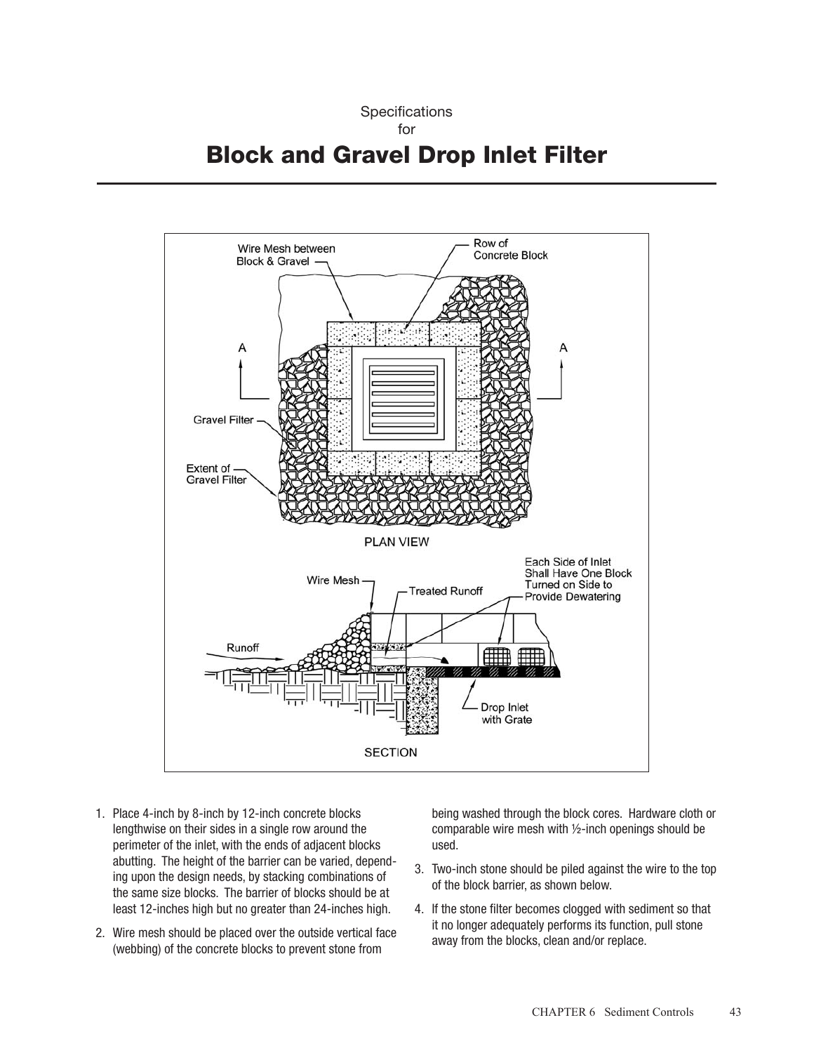Specifications
for

# Block and Gravel Drop Inlet Filter

Wire Mesh between Block & Gravel

Row of Concrete Block

A

A

Gravel Filter

Extent of Gravel Filter

PLAN VIEW

Wire Mesh

Treated Runoff

Each Side of Inlet Shall Have One Block Turned on Side to Provide Dewatering

Runoff

Drop Inlet with Grate

SECTION

1. Place 4-inch by 8-inch by 12-inch concrete blocks lengthwise on their sides in a single row around the perimeter of the inlet, with the ends of adjacent blocks abutting. The height of the barrier can be varied, depending upon the design needs, by stacking combinations of the same size blocks. The barrier of blocks should be at least 12-inches high but no greater than 24-inches high.
2. Wire mesh should be placed over the outside vertical face (webbing) of the concrete blocks to prevent stone from being washed through the block cores. Hardware cloth or comparable wire mesh with ½-inch openings should be used.
3. Two-inch stone should be piled against the wire to the top of the block barrier, as shown below.
4. If the stone filter becomes clogged with sediment so that it no longer adequately performs its function, pull stone away from the blocks, clean and/or replace.